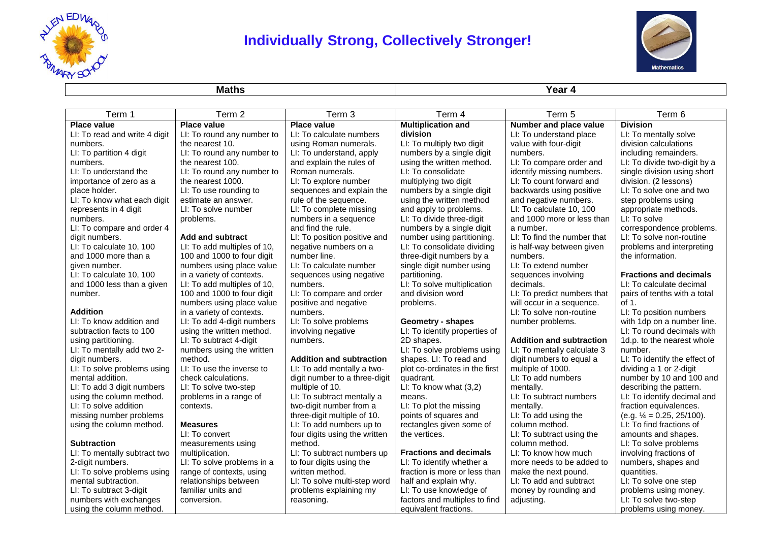# Individually Strong, Collectively Stronger!

| Maths | Year 4 |
|---|---|

| Term 1 | Term 2 | Term 3 | Term 4 | Term 5 | Term 6 |
|---|---|---|---|---|---|
| **Place value**<br>LI: To read and write 4 digit numbers.<br>LI: To partition 4 digit numbers.<br>LI: To understand the importance of zero as a place holder.<br>LI: To know what each digit represents in 4 digit numbers.<br>LI: To compare and order 4 digit numbers.<br>LI: To calculate 10, 100 and 1000 more than a given number.<br>LI: To calculate 10, 100 and 1000 less than a given number.<br><br>**Addition**<br>LI: To know addition and subtraction facts to 100 using partitioning.<br>LI: To mentally add two 2-digit numbers.<br>LI: To solve problems using mental addition.<br>LI: To add 3 digit numbers using the column method.<br>LI: To solve addition missing number problems using the column method.<br><br>**Subtraction**<br>LI: To mentally subtract two 2-digit numbers.<br>LI: To solve problems using mental subtraction.<br>LI: To subtract 3-digit numbers with exchanges using the column method. | **Place value**<br>LI: To round any number to the nearest 10.<br>LI: To round any number to the nearest 100.<br>LI: To round any number to the nearest 1000.<br>LI: To use rounding to estimate an answer.<br>LI: To solve number problems.<br><br>**Add and subtract**<br>LI: To add multiples of 10, 100 and 1000 to four digit numbers using place value in a variety of contexts.<br>LI: To add multiples of 10, 100 and 1000 to four digit numbers using place value in a variety of contexts.<br>LI: To add 4-digit numbers using the written method.<br>LI: To subtract 4-digit numbers using the written method.<br>LI: To use the inverse to check calculations.<br>LI: To solve two-step problems in a range of contexts.<br><br>**Measures**<br>LI: To convert measurements using multiplication.<br>LI: To solve problems in a range of contexts, using relationships between familiar units and conversion. | **Place value**<br>LI: To calculate numbers using Roman numerals.<br>LI: To understand, apply and explain the rules of Roman numerals.<br>LI: To explore number sequences and explain the rule of the sequence.<br>LI: To complete missing numbers in a sequence and find the rule.<br>LI: To position positive and negative numbers on a number line.<br>LI: To calculate number sequences using negative numbers.<br>LI: To compare and order positive and negative numbers.<br>LI: To solve problems involving negative numbers.<br><br>**Addition and subtraction**<br>LI: To add mentally a two-digit number to a three-digit multiple of 10.<br>LI: To subtract mentally a two-digit number from a three-digit multiple of 10.<br>LI: To add numbers up to four digits using the written method.<br>LI: To subtract numbers up to four digits using the written method.<br>LI: To solve multi-step word problems explaining my reasoning. | **Multiplication and division**<br>LI: To multiply two digit numbers by a single digit using the written method.<br>LI: To consolidate multiplying two digit numbers by a single digit using the written method and apply to problems.<br>LI: To divide three-digit numbers by a single digit number using partitioning.<br>LI: To consolidate dividing three-digit numbers by a single digit number using partitioning.<br>LI: To solve multiplication and division word problems.<br><br>**Geometry - shapes**<br>LI: To identify properties of 2D shapes.<br>LI: To solve problems using shapes. LI: To read and plot co-ordinates in the first quadrant.<br>LI: To know what (3,2) means.<br>LI: To plot the missing points of squares and rectangles given some of the vertices.<br><br>**Fractions and decimals**<br>LI: To identify whether a fraction is more or less than half and explain why.<br>LI: To use knowledge of factors and multiples to find equivalent fractions. | **Number and place value**<br>LI: To understand place value with four-digit numbers.<br>LI: To compare order and identify missing numbers.<br>LI: To count forward and backwards using positive and negative numbers.<br>LI: To calculate 10, 100 and 1000 more or less than a number.<br>LI: To find the number that is half-way between given numbers.<br>LI: To extend number sequences involving decimals.<br>LI: To predict numbers that will occur in a sequence.<br>LI: To solve non-routine number problems.<br><br>**Addition and subtraction**<br>LI: To mentally calculate 3 digit numbers to equal a multiple of 1000.<br>LI: To add numbers mentally.<br>LI: To subtract numbers mentally.<br>LI: To add using the column method.<br>LI: To subtract using the column method.<br>LI: To know how much more needs to be added to make the next pound.<br>LI: To add and subtract money by rounding and adjusting. | **Division**<br>LI: To mentally solve division calculations including remainders.<br>LI: To divide two-digit by a single division using short division. (2 lessons)<br>LI: To solve one and two step problems using appropriate methods.<br>LI: To solve correspondence problems.<br>LI: To solve non-routine problems and interpreting the information.<br><br>**Fractions and decimals**<br>LI: To calculate decimal pairs of tenths with a total of 1.<br>LI: To position numbers with 1dp on a number line.<br>LI: To round decimals with 1d.p. to the nearest whole number.<br>LI: To identify the effect of dividing a 1 or 2-digit number by 10 and 100 and describing the pattern.<br>LI: To identify decimal and fraction equivalences. (e.g. ¼ = 0.25, 25/100).<br>LI: To find fractions of amounts and shapes.<br>LI: To solve problems involving fractions of numbers, shapes and quantities.<br>LI: To solve one step problems using money.<br>LI: To solve two-step problems using money. |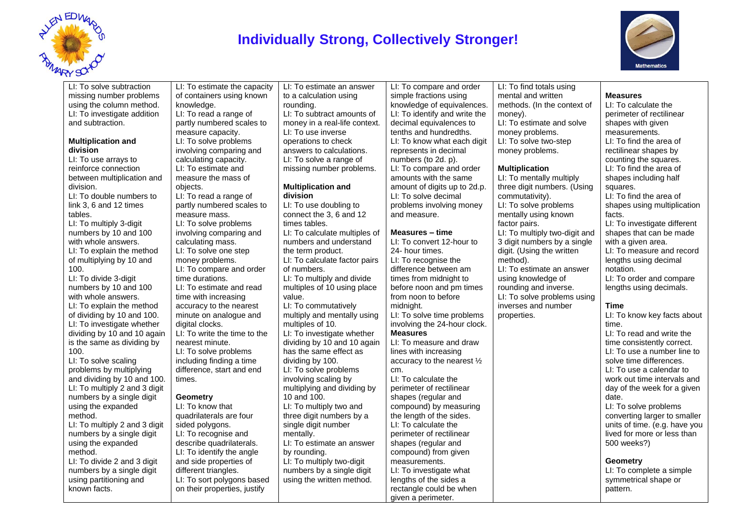# Individually Strong, Collectively Stronger!

| | | | | | |
|---|---|---|---|---|---|
| LI: To solve subtraction missing number problems using the column method.<br>LI: To investigate addition and subtraction.<br><br>**Multiplication and division**<br>LI: To use arrays to reinforce connection between multiplication and division.<br>LI: To double numbers to link 3, 6 and 12 times tables.<br>LI: To multiply 3-digit numbers by 10 and 100 with whole answers.<br>LI: To explain the method of multiplying by 10 and 100.<br>LI: To divide 3-digit numbers by 10 and 100 with whole answers.<br>LI: To explain the method of dividing by 10 and 100.<br>LI: To investigate whether dividing by 10 and 10 again is the same as dividing by 100.<br>LI: To solve scaling problems by multiplying and dividing by 10 and 100.<br>LI: To multiply 2 and 3 digit numbers by a single digit using the expanded method.<br>LI: To multiply 2 and 3 digit numbers by a single digit using the expanded method.<br>LI: To divide 2 and 3 digit numbers by a single digit using partitioning and known facts. | LI: To estimate the capacity of containers using known knowledge.<br>LI: To read a range of partly numbered scales to measure capacity.<br>LI: To solve problems involving comparing and calculating capacity.<br>LI: To estimate and measure the mass of objects.<br>LI: To read a range of partly numbered scales to measure mass.<br>LI: To solve problems involving comparing and calculating mass.<br>LI: To solve one step money problems.<br>LI: To compare and order time durations.<br>LI: To estimate and read time with increasing accuracy to the nearest minute on analogue and digital clocks.<br>LI: To write the time to the nearest minute.<br>LI: To solve problems including finding a time difference, start and end times.<br><br>**Geometry**<br>LI: To know that quadrilaterals are four sided polygons.<br>LI: To recognise and describe quadrilaterals.<br>LI: To identify the angle and side properties of different triangles.<br>LI: To sort polygons based on their properties, justify | LI: To estimate an answer to a calculation using rounding.<br>LI: To subtract amounts of money in a real-life context.<br>LI: To use inverse operations to check answers to calculations.<br>LI: To solve a range of missing number problems.<br><br>**Multiplication and division**<br>LI: To use doubling to connect the 3, 6 and 12 times tables.<br>LI: To calculate multiples of numbers and understand the term product.<br>LI: To calculate factor pairs of numbers.<br>LI: To multiply and divide multiples of 10 using place value.<br>LI: To commutatively multiply and mentally using multiples of 10.<br>LI: To investigate whether dividing by 10 and 10 again has the same effect as dividing by 100.<br>LI: To solve problems involving scaling by multiplying and dividing by 10 and 100.<br>LI: To multiply two and three digit numbers by a single digit number mentally.<br>LI: To estimate an answer by rounding.<br>LI: To multiply two-digit numbers by a single digit using the written method. | LI: To compare and order simple fractions using knowledge of equivalences.<br>LI: To identify and write the decimal equivalences to tenths and hundredths.<br>LI: To know what each digit represents in decimal numbers (to 2d. p).<br>LI: To compare and order amounts with the same amount of digits up to 2d.p.<br>LI: To solve decimal problems involving money and measure.<br><br>**Measures – time**<br>LI: To convert 12-hour to 24- hour times.<br>LI: To recognise the difference between am times from midnight to before noon and pm times from noon to before midnight.<br>LI: To solve time problems involving the 24-hour clock.<br>**Measures**<br>LI: To measure and draw lines with increasing accuracy to the nearest ½ cm.<br>LI: To calculate the perimeter of rectilinear shapes (regular and compound) by measuring the length of the sides.<br>LI: To calculate the perimeter of rectilinear shapes (regular and compound) from given measurements.<br>LI: To investigate what lengths of the sides a rectangle could be when given a perimeter. | LI: To find totals using mental and written methods. (In the context of money).<br>LI: To estimate and solve money problems.<br>LI: To solve two-step money problems.<br><br>**Multiplication**<br>LI: To mentally multiply three digit numbers. (Using commutativity).<br>LI: To solve problems mentally using known factor pairs.<br>LI: To multiply two-digit and 3 digit numbers by a single digit. (Using the written method).<br>LI: To estimate an answer using knowledge of rounding and inverse.<br>LI: To solve problems using inverses and number properties. | **Measures**<br>LI: To calculate the perimeter of rectilinear shapes with given measurements.<br>LI: To find the area of rectilinear shapes by counting the squares.<br>LI: To find the area of shapes including half squares.<br>LI: To find the area of shapes using multiplication facts.<br>LI: To investigate different shapes that can be made with a given area.<br>LI: To measure and record lengths using decimal notation.<br>LI: To order and compare lengths using decimals.<br><br>**Time**<br>LI: To know key facts about time.<br>LI: To read and write the time consistently correct.<br>LI: To use a number line to solve time differences.<br>LI: To use a calendar to work out time intervals and day of the week for a given date.<br>LI: To solve problems converting larger to smaller units of time. (e.g. have you lived for more or less than 500 weeks?)<br><br>**Geometry**<br>LI: To complete a simple symmetrical shape or pattern. |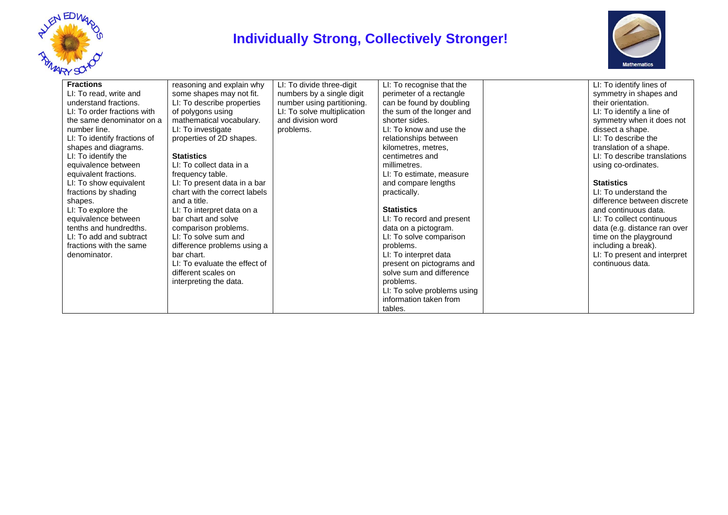# Individually Strong, Collectively Stronger!

| | | | | | |
|---|---|---|---|---|---|
| **Fractions**<br>LI: To read, write and understand fractions.<br>LI: To order fractions with the same denominator on a number line.<br>LI: To identify fractions of shapes and diagrams.<br>LI: To identify the equivalence between equivalent fractions.<br>LI: To show equivalent fractions by shading shapes.<br>LI: To explore the equivalence between tenths and hundredths.<br>LI: To add and subtract fractions with the same denominator. | reasoning and explain why some shapes may not fit.<br>LI: To describe properties of polygons using mathematical vocabulary.<br>LI: To investigate properties of 2D shapes.<br><br>**Statistics**<br>LI: To collect data in a frequency table.<br>LI: To present data in a bar chart with the correct labels and a title.<br>LI: To interpret data on a bar chart and solve comparison problems.<br>LI: To solve sum and difference problems using a bar chart.<br>LI: To evaluate the effect of different scales on interpreting the data. | LI: To divide three-digit numbers by a single digit number using partitioning.<br>LI: To solve multiplication and division word problems. | LI: To recognise that the perimeter of a rectangle can be found by doubling the sum of the longer and shorter sides.<br>LI: To know and use the relationships between kilometres, metres, centimetres and millimetres.<br>LI: To estimate, measure and compare lengths practically.<br><br>**Statistics**<br>LI: To record and present data on a pictogram.<br>LI: To solve comparison problems.<br>LI: To interpret data present on pictograms and solve sum and difference problems.<br>LI: To solve problems using information taken from tables. | | LI: To identify lines of symmetry in shapes and their orientation.<br>LI: To identify a line of symmetry when it does not dissect a shape.<br>LI: To describe the translation of a shape.<br>LI: To describe translations using co-ordinates.<br><br>**Statistics**<br>LI: To understand the difference between discrete and continuous data.<br>LI: To collect continuous data (e.g. distance ran over time on the playground including a break).<br>LI: To present and interpret continuous data. |